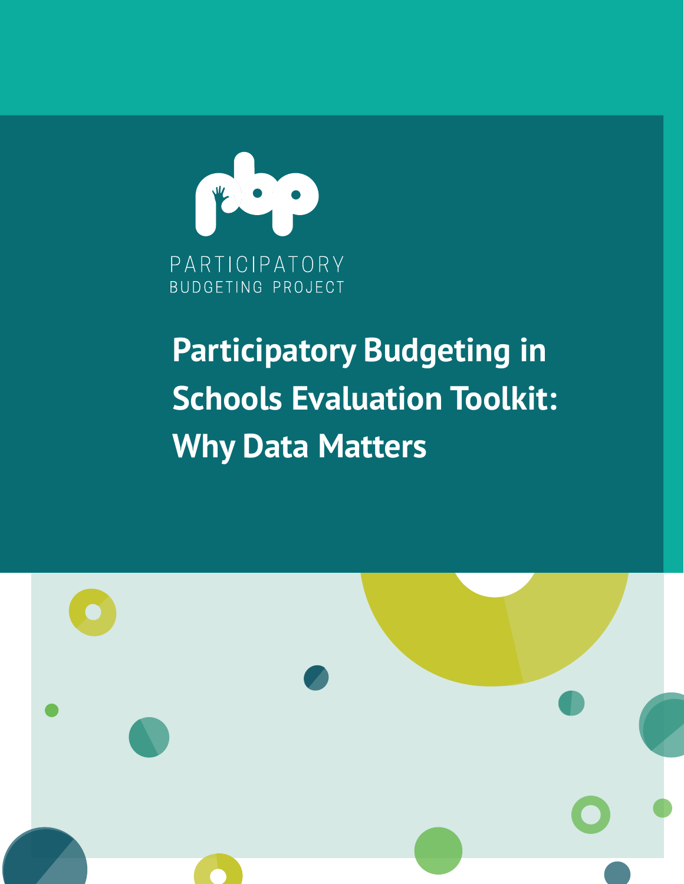PARTICIPATORY BUDGETING PROJECT

# Participatory Budgeting in Schools Evaluation Toolkit: Why Data Matters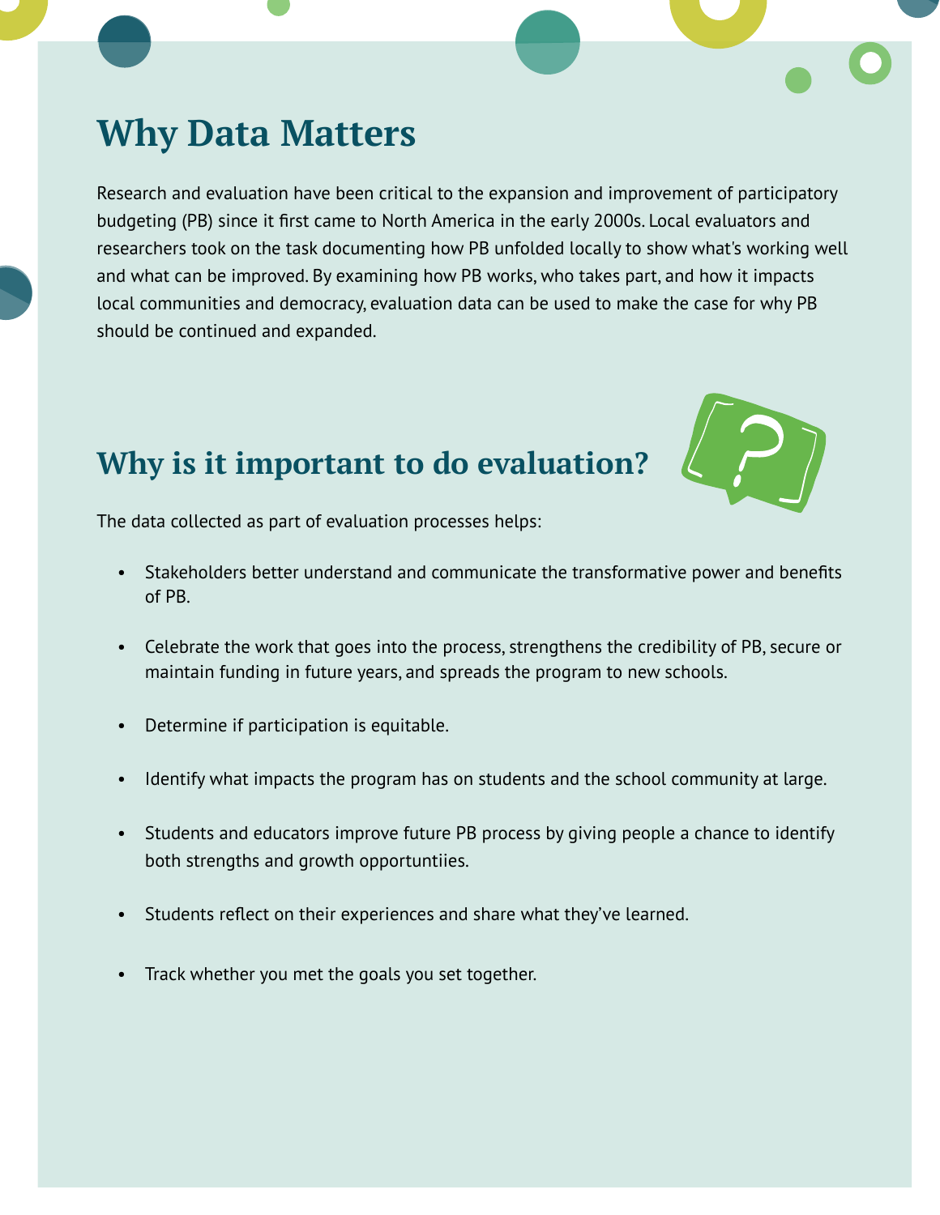# Why Data Matters

Research and evaluation have been critical to the expansion and improvement of participatory budgeting (PB) since it first came to North America in the early 2000s. Local evaluators and researchers took on the task documenting how PB unfolded locally to show what's working well and what can be improved. By examining how PB works, who takes part, and how it impacts local communities and democracy, evaluation data can be used to make the case for why PB should be continued and expanded.

## Why is it important to do evaluation?

The data collected as part of evaluation processes helps:

- Stakeholders better understand and communicate the transformative power and benefits of PB.
- Celebrate the work that goes into the process, strengthens the credibility of PB, secure or maintain funding in future years, and spreads the program to new schools.
- Determine if participation is equitable.
- Identify what impacts the program has on students and the school community at large.
- Students and educators improve future PB process by giving people a chance to identify both strengths and growth opportuntiies.
- Students reflect on their experiences and share what they've learned.
- Track whether you met the goals you set together.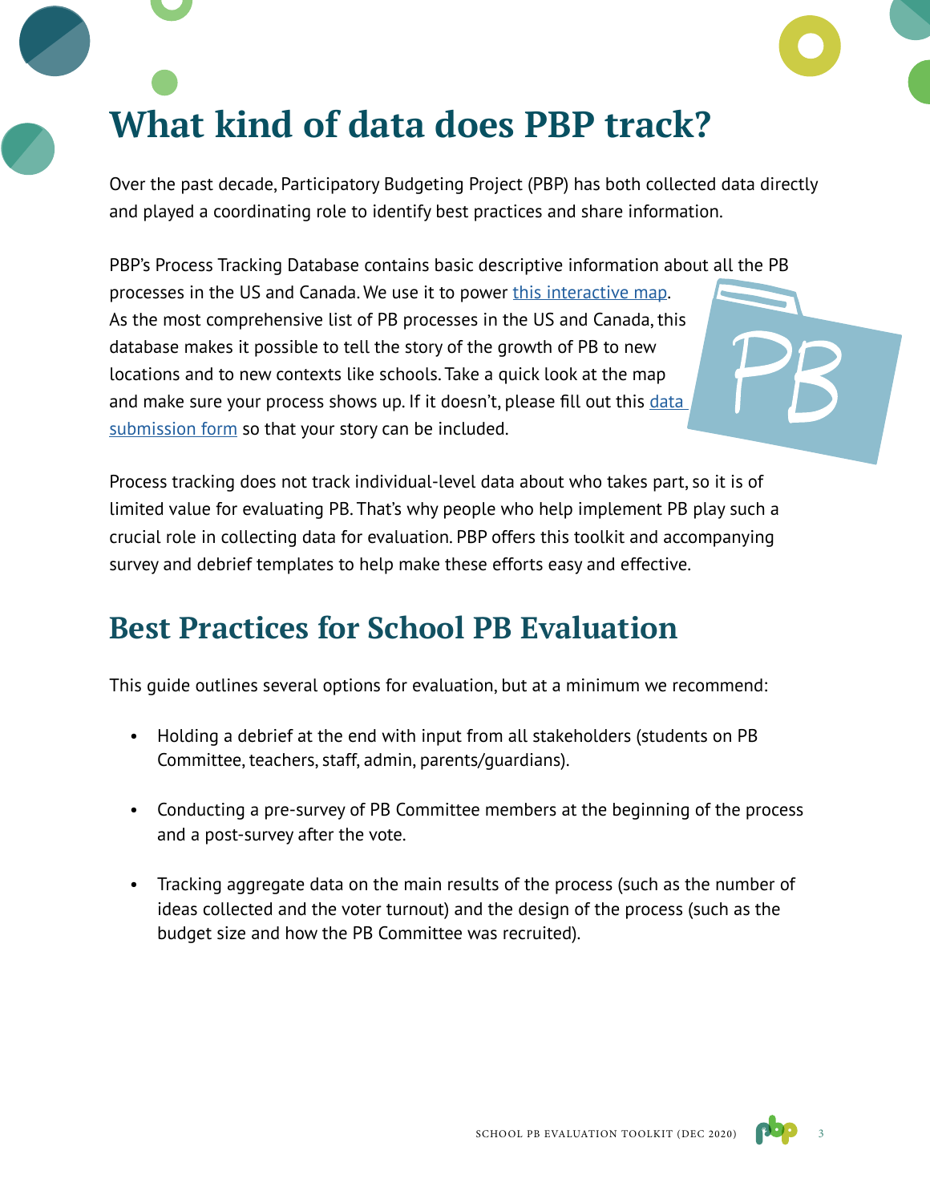# What kind of data does PBP track?

Over the past decade, Participatory Budgeting Project (PBP) has both collected data directly and played a coordinating role to identify best practices and share information.

PBP's Process Tracking Database contains basic descriptive information about all the PB processes in the US and Canada. We use it to power this interactive map. As the most comprehensive list of PB processes in the US and Canada, this database makes it possible to tell the story of the growth of PB to new locations and to new contexts like schools. Take a quick look at the map and make sure your process shows up. If it doesn't, please fill out this data submission form so that your story can be included.

Process tracking does not track individual-level data about who takes part, so it is of limited value for evaluating PB. That's why people who help implement PB play such a crucial role in collecting data for evaluation. PBP offers this toolkit and accompanying survey and debrief templates to help make these efforts easy and effective.

## Best Practices for School PB Evaluation

This guide outlines several options for evaluation, but at a minimum we recommend:

- Holding a debrief at the end with input from all stakeholders (students on PB Committee, teachers, staff, admin, parents/guardians).
- Conducting a pre-survey of PB Committee members at the beginning of the process and a post-survey after the vote.
- Tracking aggregate data on the main results of the process (such as the number of ideas collected and the voter turnout) and the design of the process (such as the budget size and how the PB Committee was recruited).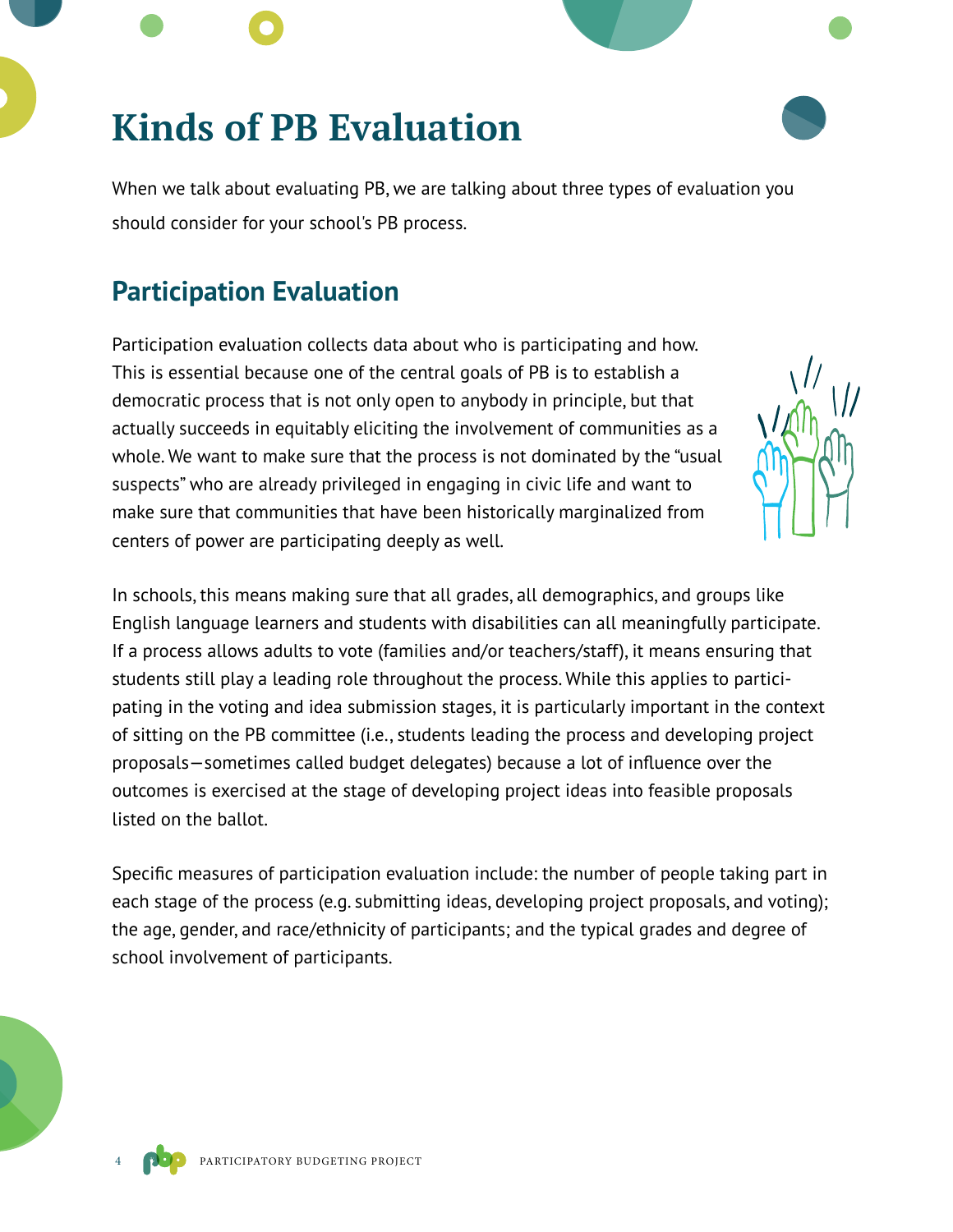# Kinds of PB Evaluation

When we talk about evaluating PB, we are talking about three types of evaluation you should consider for your school's PB process.

## Participation Evaluation

Participation evaluation collects data about who is participating and how. This is essential because one of the central goals of PB is to establish a democratic process that is not only open to anybody in principle, but that actually succeeds in equitably eliciting the involvement of communities as a whole. We want to make sure that the process is not dominated by the "usual suspects" who are already privileged in engaging in civic life and want to make sure that communities that have been historically marginalized from centers of power are participating deeply as well.

In schools, this means making sure that all grades, all demographics, and groups like English language learners and students with disabilities can all meaningfully participate. If a process allows adults to vote (families and/or teachers/staff), it means ensuring that students still play a leading role throughout the process. While this applies to participating in the voting and idea submission stages, it is particularly important in the context of sitting on the PB committee (i.e., students leading the process and developing project proposals—sometimes called budget delegates) because a lot of influence over the outcomes is exercised at the stage of developing project ideas into feasible proposals listed on the ballot.

Specific measures of participation evaluation include: the number of people taking part in each stage of the process (e.g. submitting ideas, developing project proposals, and voting); the age, gender, and race/ethnicity of participants; and the typical grades and degree of school involvement of participants.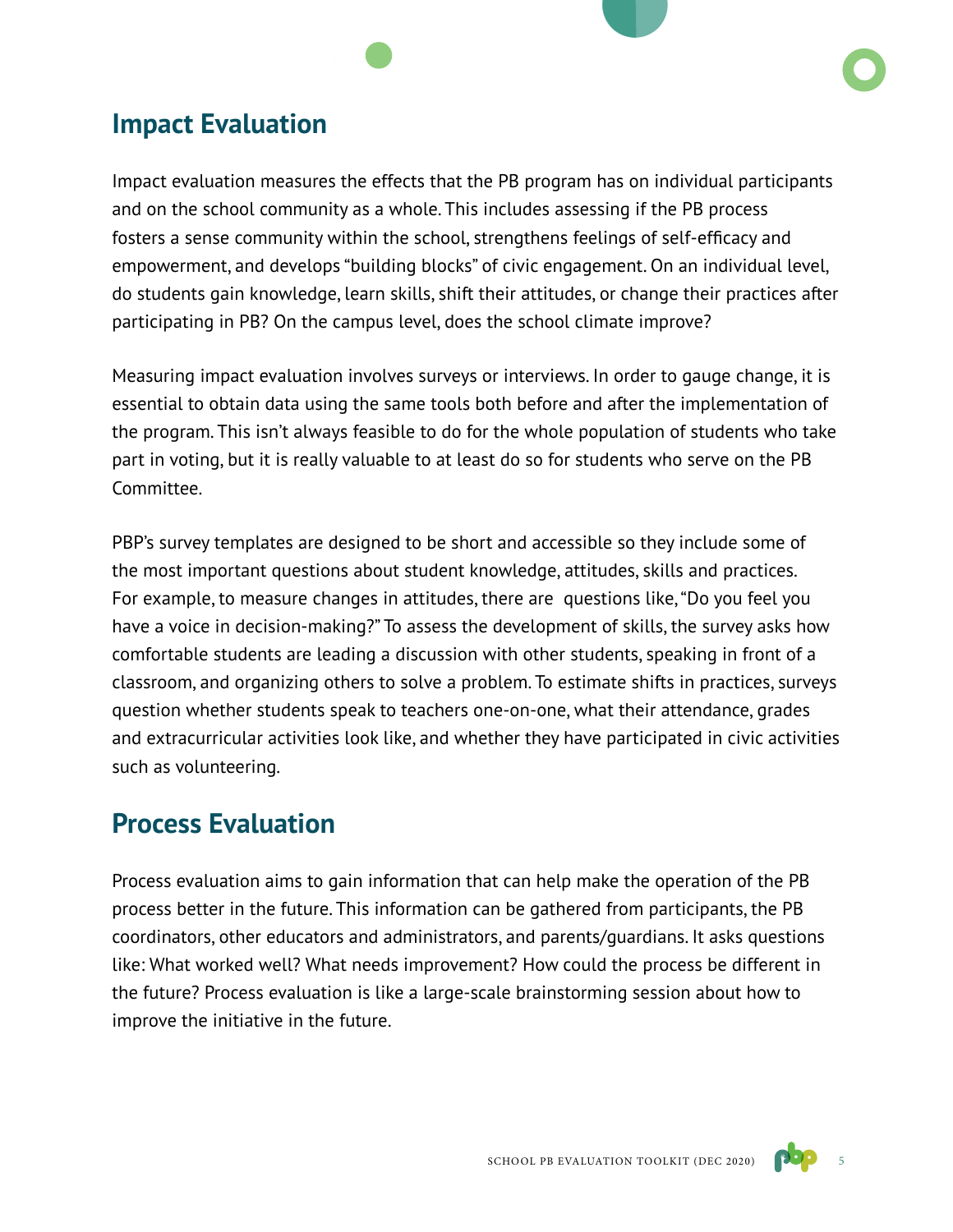## Impact Evaluation

Impact evaluation measures the effects that the PB program has on individual participants and on the school community as a whole. This includes assessing if the PB process fosters a sense community within the school, strengthens feelings of self-efficacy and empowerment, and develops "building blocks" of civic engagement. On an individual level, do students gain knowledge, learn skills, shift their attitudes, or change their practices after participating in PB? On the campus level, does the school climate improve?

Measuring impact evaluation involves surveys or interviews. In order to gauge change, it is essential to obtain data using the same tools both before and after the implementation of the program. This isn't always feasible to do for the whole population of students who take part in voting, but it is really valuable to at least do so for students who serve on the PB Committee.

PBP's survey templates are designed to be short and accessible so they include some of the most important questions about student knowledge, attitudes, skills and practices. For example, to measure changes in attitudes, there are questions like, "Do you feel you have a voice in decision-making?" To assess the development of skills, the survey asks how comfortable students are leading a discussion with other students, speaking in front of a classroom, and organizing others to solve a problem. To estimate shifts in practices, surveys question whether students speak to teachers one-on-one, what their attendance, grades and extracurricular activities look like, and whether they have participated in civic activities such as volunteering.

## Process Evaluation

Process evaluation aims to gain information that can help make the operation of the PB process better in the future. This information can be gathered from participants, the PB coordinators, other educators and administrators, and parents/guardians. It asks questions like: What worked well? What needs improvement? How could the process be different in the future? Process evaluation is like a large-scale brainstorming session about how to improve the initiative in the future.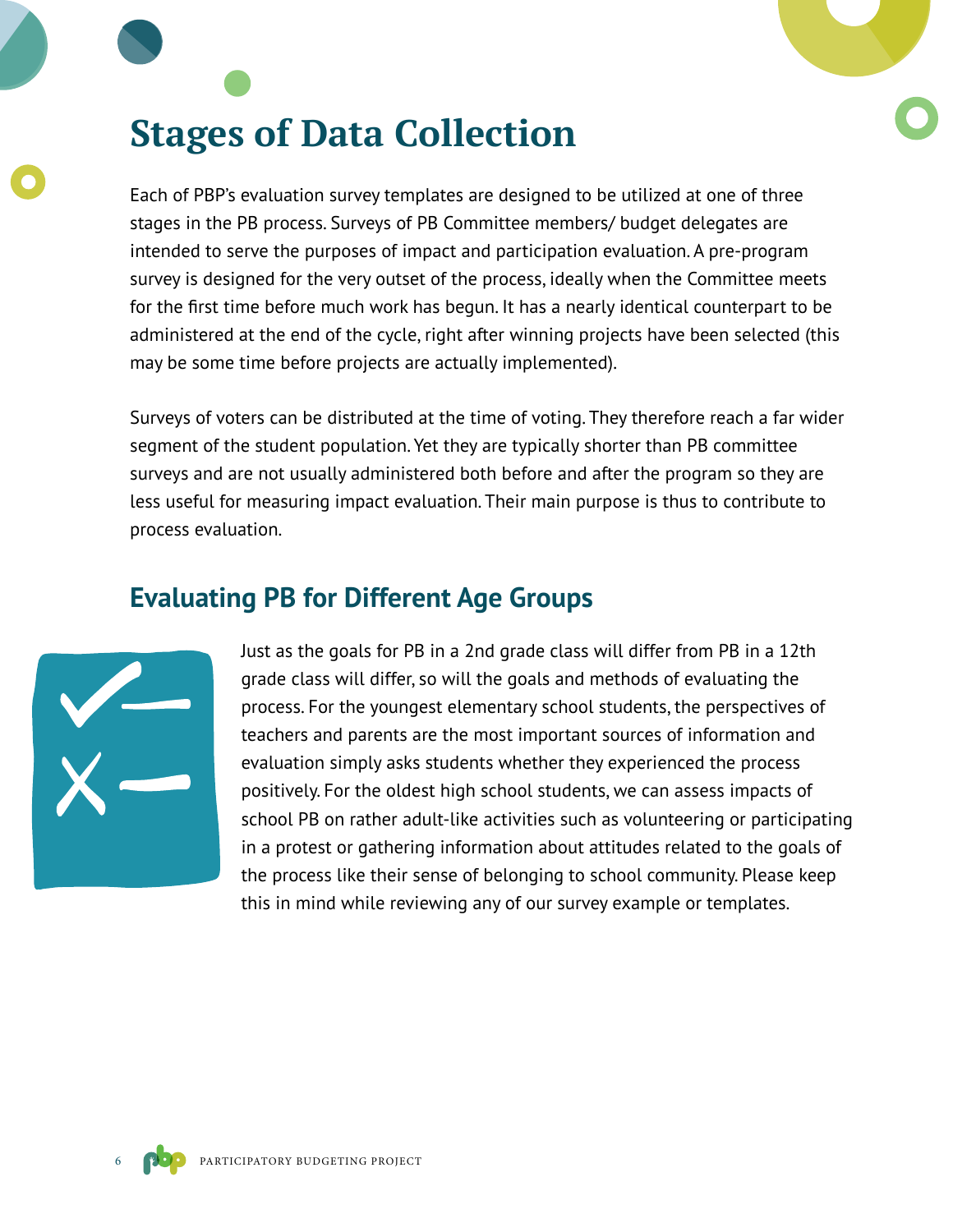# Stages of Data Collection

Each of PBP's evaluation survey templates are designed to be utilized at one of three stages in the PB process. Surveys of PB Committee members/ budget delegates are intended to serve the purposes of impact and participation evaluation. A pre-program survey is designed for the very outset of the process, ideally when the Committee meets for the first time before much work has begun. It has a nearly identical counterpart to be administered at the end of the cycle, right after winning projects have been selected (this may be some time before projects are actually implemented).

Surveys of voters can be distributed at the time of voting. They therefore reach a far wider segment of the student population. Yet they are typically shorter than PB committee surveys and are not usually administered both before and after the program so they are less useful for measuring impact evaluation. Their main purpose is thus to contribute to process evaluation.

## Evaluating PB for Different Age Groups

Just as the goals for PB in a 2nd grade class will differ from PB in a 12th grade class will differ, so will the goals and methods of evaluating the process. For the youngest elementary school students, the perspectives of teachers and parents are the most important sources of information and evaluation simply asks students whether they experienced the process positively. For the oldest high school students, we can assess impacts of school PB on rather adult-like activities such as volunteering or participating in a protest or gathering information about attitudes related to the goals of the process like their sense of belonging to school community. Please keep this in mind while reviewing any of our survey example or templates.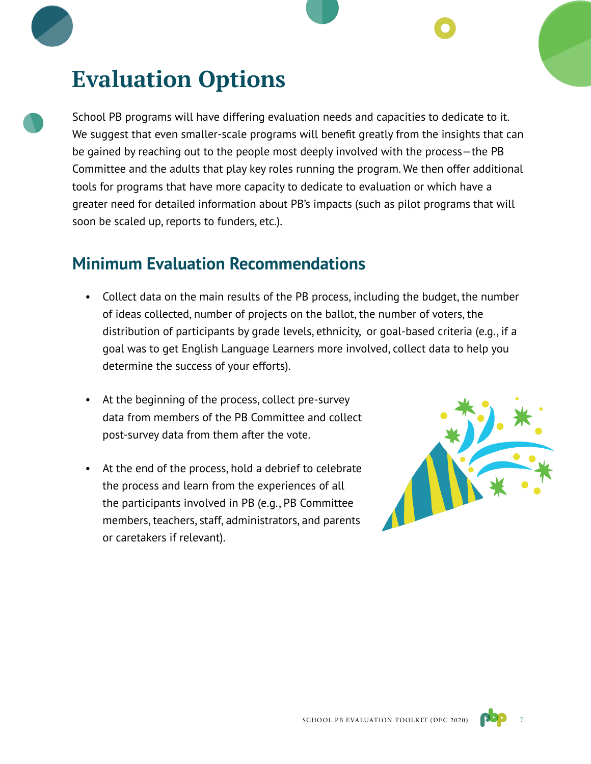# Evaluation Options

School PB programs will have differing evaluation needs and capacities to dedicate to it. We suggest that even smaller-scale programs will benefit greatly from the insights that can be gained by reaching out to the people most deeply involved with the process—the PB Committee and the adults that play key roles running the program. We then offer additional tools for programs that have more capacity to dedicate to evaluation or which have a greater need for detailed information about PB's impacts (such as pilot programs that will soon be scaled up, reports to funders, etc.).

## Minimum Evaluation Recommendations

- Collect data on the main results of the PB process, including the budget, the number of ideas collected, number of projects on the ballot, the number of voters, the distribution of participants by grade levels, ethnicity, or goal-based criteria (e.g., if a goal was to get English Language Learners more involved, collect data to help you determine the success of your efforts).
- At the beginning of the process, collect pre-survey data from members of the PB Committee and collect post-survey data from them after the vote.
- At the end of the process, hold a debrief to celebrate the process and learn from the experiences of all the participants involved in PB (e.g., PB Committee members, teachers, staff, administrators, and parents or caretakers if relevant).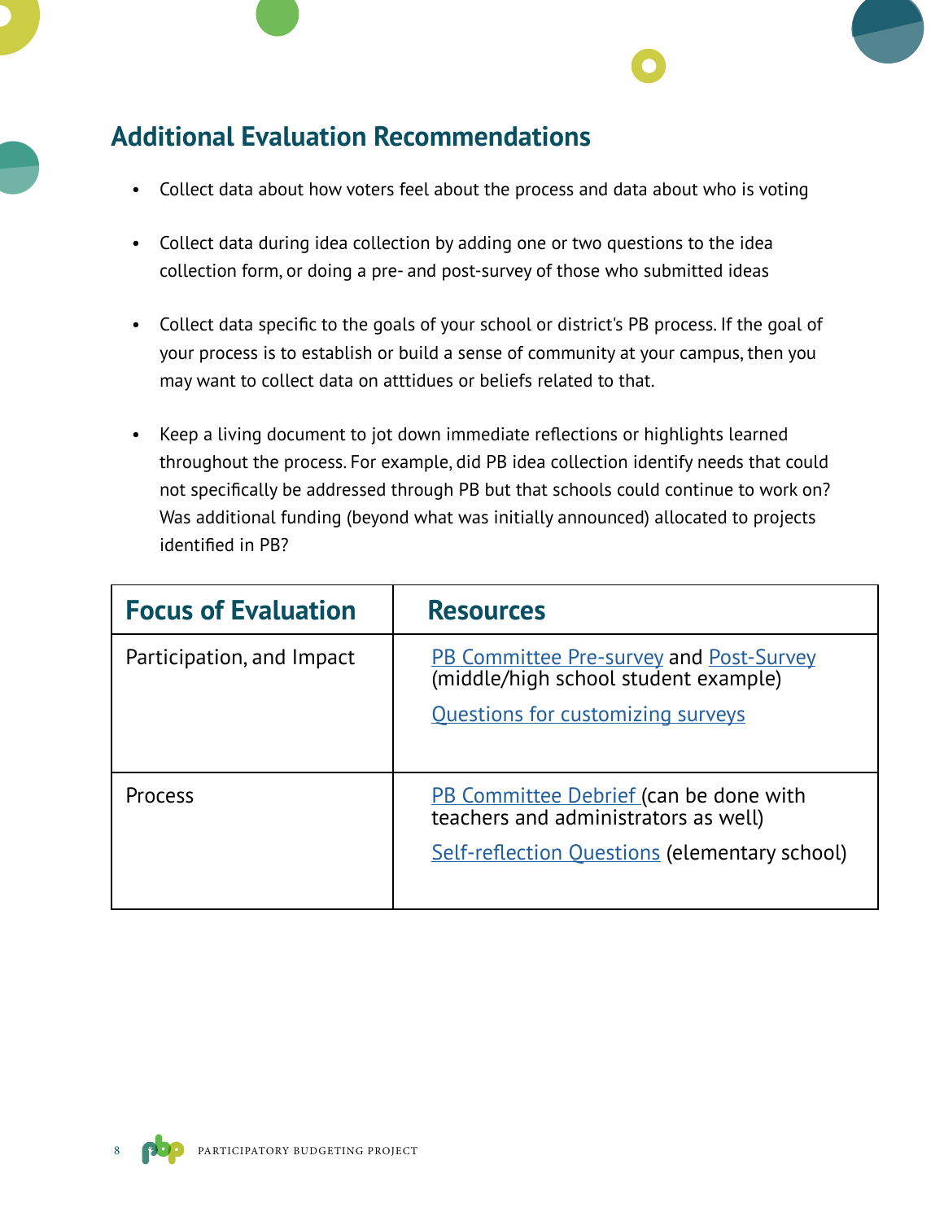## Additional Evaluation Recommendations

- Collect data about how voters feel about the process and data about who is voting
- Collect data during idea collection by adding one or two questions to the idea collection form, or doing a pre- and post-survey of those who submitted ideas
- Collect data specific to the goals of your school or district's PB process. If the goal of your process is to establish or build a sense of community at your campus, then you may want to collect data on atttidues or beliefs related to that.
- Keep a living document to jot down immediate reflections or highlights learned throughout the process. For example, did PB idea collection identify needs that could not specifically be addressed through PB but that schools could continue to work on? Was additional funding (beyond what was initially announced) allocated to projects identified in PB?

| Focus of Evaluation | Resources |
| --- | --- |
| Participation, and Impact | PB Committee Pre-survey and Post-Survey (middle/high school student example)<br><br>Questions for customizing surveys |
| Process | PB Committee Debrief (can be done with teachers and administrators as well)<br><br>Self-reflection Questions (elementary school) |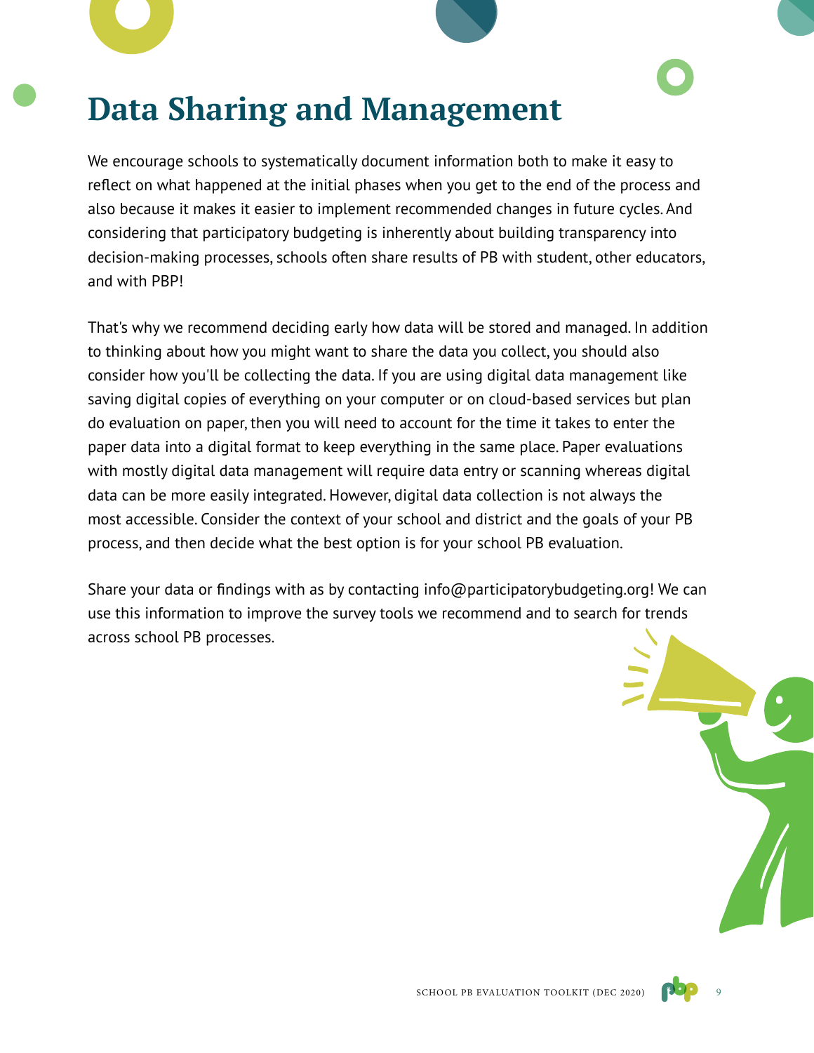# Data Sharing and Management

We encourage schools to systematically document information both to make it easy to reflect on what happened at the initial phases when you get to the end of the process and also because it makes it easier to implement recommended changes in future cycles. And considering that participatory budgeting is inherently about building transparency into decision-making processes, schools often share results of PB with student, other educators, and with PBP!

That's why we recommend deciding early how data will be stored and managed. In addition to thinking about how you might want to share the data you collect, you should also consider how you'll be collecting the data. If you are using digital data management like saving digital copies of everything on your computer or on cloud-based services but plan do evaluation on paper, then you will need to account for the time it takes to enter the paper data into a digital format to keep everything in the same place. Paper evaluations with mostly digital data management will require data entry or scanning whereas digital data can be more easily integrated. However, digital data collection is not always the most accessible. Consider the context of your school and district and the goals of your PB process, and then decide what the best option is for your school PB evaluation.

Share your data or findings with as by contacting info@participatorybudgeting.org! We can use this information to improve the survey tools we recommend and to search for trends across school PB processes.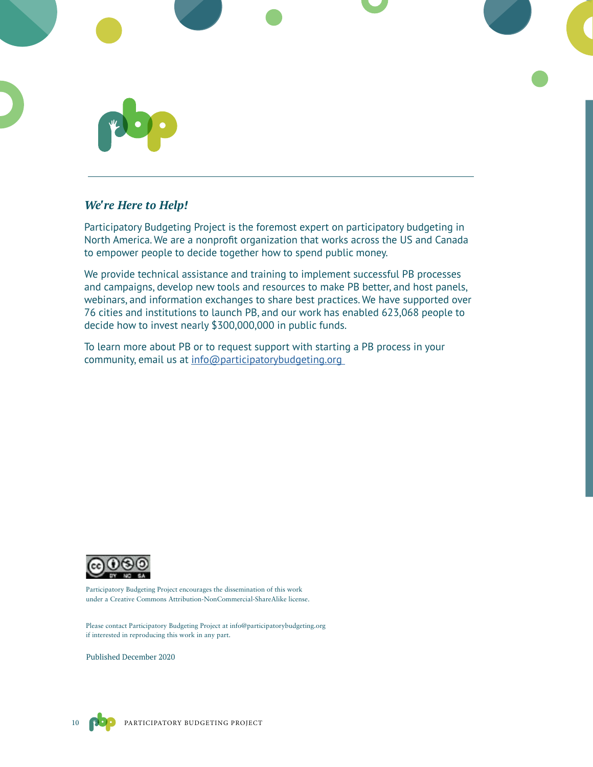### *We're Here to Help!*

Participatory Budgeting Project is the foremost expert on participatory budgeting in North America. We are a nonprofit organization that works across the US and Canada to empower people to decide together how to spend public money.

We provide technical assistance and training to implement successful PB processes and campaigns, develop new tools and resources to make PB better, and host panels, webinars, and information exchanges to share best practices. We have supported over 76 cities and institutions to launch PB, and our work has enabled 623,068 people to decide how to invest nearly $300,000,000 in public funds.

To learn more about PB or to request support with starting a PB process in your community, email us at [info@participatorybudgeting.org](mailto:info@participatorybudgeting.org)

Participatory Budgeting Project encourages the dissemination of this work under a Creative Commons Attribution-NonCommercial-ShareAlike license.

Please contact Participatory Budgeting Project at info@participatorybudgeting.org if interested in reproducing this work in any part.

Published December 2020